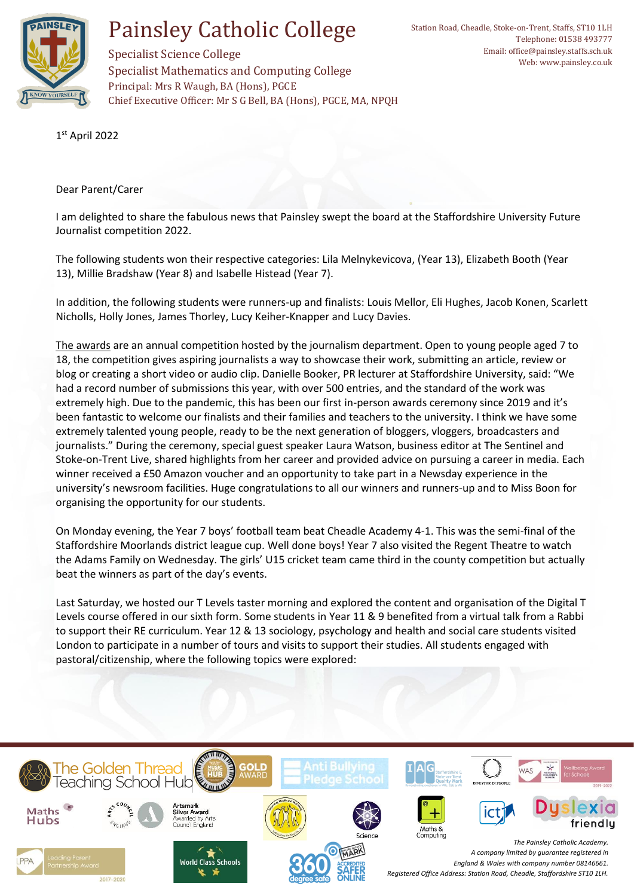# Painsley Catholic College

Specialist Science College
Specialist Mathematics and Computing College
Principal: Mrs R Waugh, BA (Hons), PGCE
Chief Executive Officer: Mr S G Bell, BA (Hons), PGCE, MA, NPQH

Station Road, Cheadle, Stoke-on-Trent, Staffs, ST10 1LH
Telephone: 01538 493777
Email: office@painsley.staffs.sch.uk
Web: www.painsley.co.uk

1st April 2022

Dear Parent/Carer

I am delighted to share the fabulous news that Painsley swept the board at the Staffordshire University Future Journalist competition 2022.

The following students won their respective categories: Lila Melnykevicova, (Year 13), Elizabeth Booth (Year 13), Millie Bradshaw (Year 8) and Isabelle Histead (Year 7).

In addition, the following students were runners-up and finalists: Louis Mellor, Eli Hughes, Jacob Konen, Scarlett Nicholls, Holly Jones, James Thorley, Lucy Keiher-Knapper and Lucy Davies.

The awards are an annual competition hosted by the journalism department. Open to young people aged 7 to 18, the competition gives aspiring journalists a way to showcase their work, submitting an article, review or blog or creating a short video or audio clip. Danielle Booker, PR lecturer at Staffordshire University, said: "We had a record number of submissions this year, with over 500 entries, and the standard of the work was extremely high. Due to the pandemic, this has been our first in-person awards ceremony since 2019 and it's been fantastic to welcome our finalists and their families and teachers to the university. I think we have some extremely talented young people, ready to be the next generation of bloggers, vloggers, broadcasters and journalists." During the ceremony, special guest speaker Laura Watson, business editor at The Sentinel and Stoke-on-Trent Live, shared highlights from her career and provided advice on pursuing a career in media. Each winner received a £50 Amazon voucher and an opportunity to take part in a Newsday experience in the university's newsroom facilities. Huge congratulations to all our winners and runners-up and to Miss Boon for organising the opportunity for our students.

On Monday evening, the Year 7 boys' football team beat Cheadle Academy 4-1. This was the semi-final of the Staffordshire Moorlands district league cup. Well done boys! Year 7 also visited the Regent Theatre to watch the Adams Family on Wednesday. The girls' U15 cricket team came third in the county competition but actually beat the winners as part of the day's events.

Last Saturday, we hosted our T Levels taster morning and explored the content and organisation of the Digital T Levels course offered in our sixth form. Some students in Year 11 & 9 benefited from a virtual talk from a Rabbi to support their RE curriculum. Year 12 & 13 sociology, psychology and health and social care students visited London to participate in a number of tours and visits to support their studies. All students engaged with pastoral/citizenship, where the following topics were explored:

*The Painsley Catholic Academy.*
*A company limited by guarantee registered in England & Wales with company number 08146661.*
*Registered Office Address: Station Road, Cheadle, Staffordshire ST10 1LH.*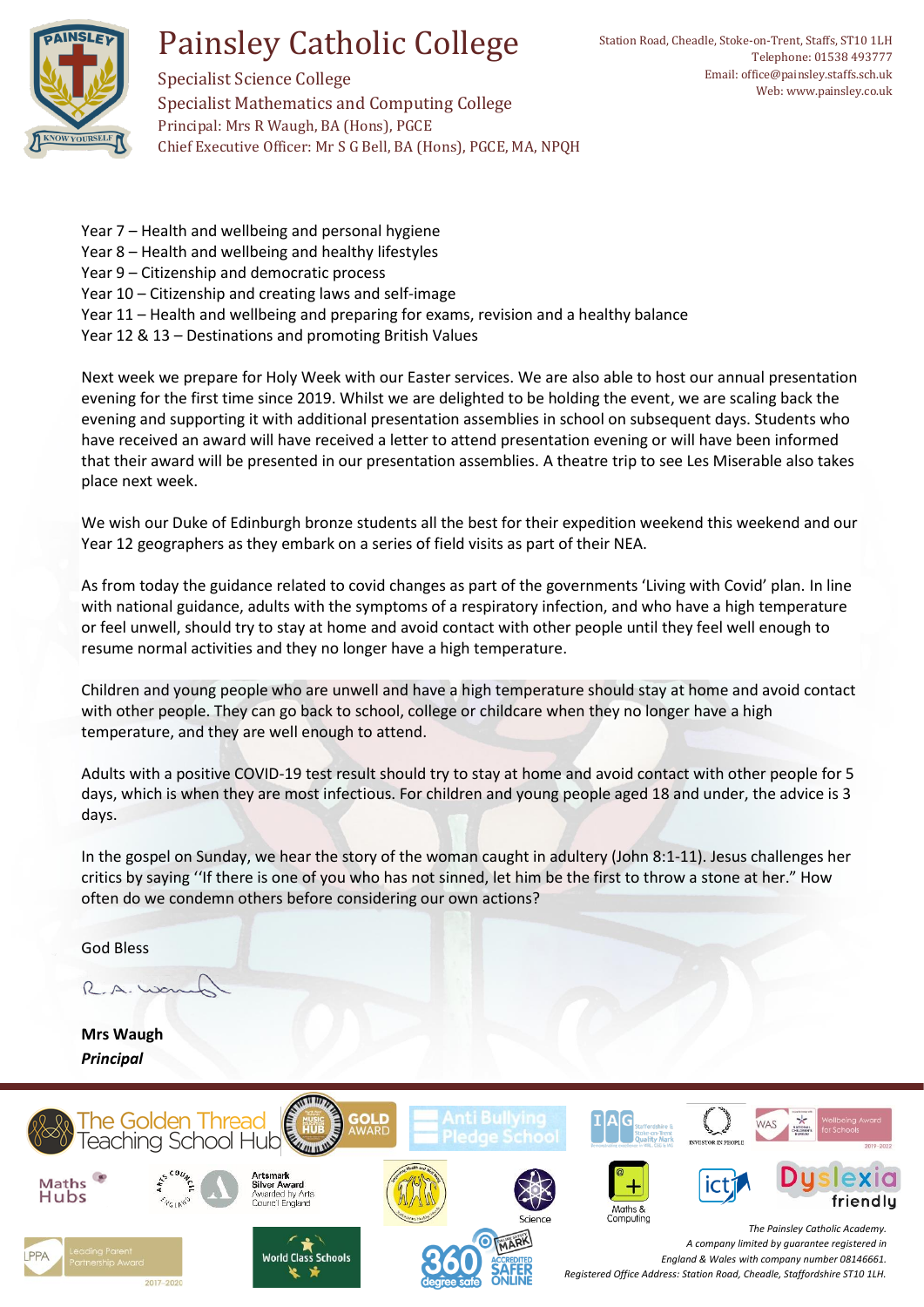Year 7 – Health and wellbeing and personal hygiene
Year 8 – Health and wellbeing and healthy lifestyles
Year 9 – Citizenship and democratic process
Year 10 – Citizenship and creating laws and self-image
Year 11 – Health and wellbeing and preparing for exams, revision and a healthy balance
Year 12 & 13 – Destinations and promoting British Values

Next week we prepare for Holy Week with our Easter services. We are also able to host our annual presentation evening for the first time since 2019. Whilst we are delighted to be holding the event, we are scaling back the evening and supporting it with additional presentation assemblies in school on subsequent days. Students who have received an award will have received a letter to attend presentation evening or will have been informed that their award will be presented in our presentation assemblies. A theatre trip to see Les Miserable also takes place next week.

We wish our Duke of Edinburgh bronze students all the best for their expedition weekend this weekend and our Year 12 geographers as they embark on a series of field visits as part of their NEA.

As from today the guidance related to covid changes as part of the governments 'Living with Covid' plan. In line with national guidance, adults with the symptoms of a respiratory infection, and who have a high temperature or feel unwell, should try to stay at home and avoid contact with other people until they feel well enough to resume normal activities and they no longer have a high temperature.

Children and young people who are unwell and have a high temperature should stay at home and avoid contact with other people. They can go back to school, college or childcare when they no longer have a high temperature, and they are well enough to attend.

Adults with a positive COVID-19 test result should try to stay at home and avoid contact with other people for 5 days, which is when they are most infectious. For children and young people aged 18 and under, the advice is 3 days.

In the gospel on Sunday, we hear the story of the woman caught in adultery (John 8:1-11). Jesus challenges her critics by saying ''If there is one of you who has not sinned, let him be the first to throw a stone at her." How often do we condemn others before considering our own actions?

God Bless

**Mrs Waugh**
***Principal***

*The Painsley Catholic Academy.*
*A company limited by guarantee registered in England & Wales with company number 08146661.*
*Registered Office Address: Station Road, Cheadle, Staffordshire ST10 1LH.*